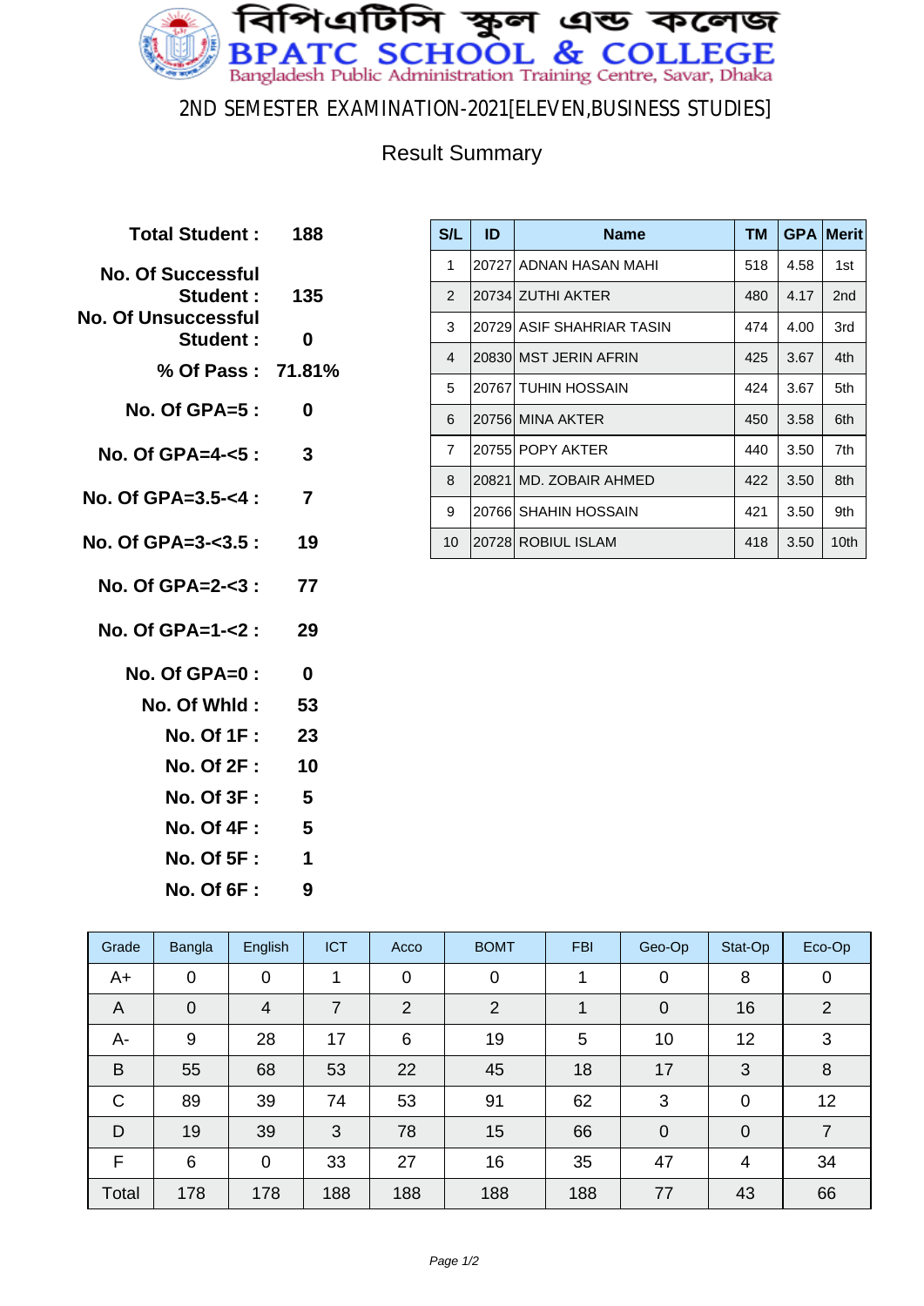# বিপিএটিসি স্কুল এন্ড কলেজ
# BPATC SCHOOL & COLLEGE
Bangladesh Public Administration Training Centre, Savar, Dhaka

## 2ND SEMESTER EXAMINATION-2021[ELEVEN,BUSINESS STUDIES]

### Result Summary

**Total Student :** 188

**No. Of Successful Student :** 135

**No. Of Unsuccessful Student :** 0

**% Of Pass :** 71.81%

**No. Of GPA=5 :** 0

**No. Of GPA=4-<5 :** 3

**No. Of GPA=3.5-<4 :** 7

**No. Of GPA=3-<3.5 :** 19

**No. Of GPA=2-<3 :** 77

**No. Of GPA=1-<2 :** 29

**No. Of GPA=0 :** 0

**No. Of Whld :** 53

**No. Of 1F :** 23

**No. Of 2F :** 10

**No. Of 3F :** 5

**No. Of 4F :** 5

**No. Of 5F :** 1

**No. Of 6F :** 9

| S/L | ID | Name | TM | GPA | Merit |
|---|---|---|---|---|---|
| 1 | 20727 | ADNAN HASAN MAHI | 518 | 4.58 | 1st |
| 2 | 20734 | ZUTHI AKTER | 480 | 4.17 | 2nd |
| 3 | 20729 | ASIF SHAHRIAR TASIN | 474 | 4.00 | 3rd |
| 4 | 20830 | MST JERIN AFRIN | 425 | 3.67 | 4th |
| 5 | 20767 | TUHIN HOSSAIN | 424 | 3.67 | 5th |
| 6 | 20756 | MINA AKTER | 450 | 3.58 | 6th |
| 7 | 20755 | POPY AKTER | 440 | 3.50 | 7th |
| 8 | 20821 | MD. ZOBAIR AHMED | 422 | 3.50 | 8th |
| 9 | 20766 | SHAHIN HOSSAIN | 421 | 3.50 | 9th |
| 10 | 20728 | ROBIUL ISLAM | 418 | 3.50 | 10th |

| Grade | Bangla | English | ICT | Acco | BOMT | FBI | Geo-Op | Stat-Op | Eco-Op |
|---|---|---|---|---|---|---|---|---|---|
| A+ | 0 | 0 | 1 | 0 | 0 | 1 | 0 | 8 | 0 |
| A | 0 | 4 | 7 | 2 | 2 | 1 | 0 | 16 | 2 |
| A- | 9 | 28 | 17 | 6 | 19 | 5 | 10 | 12 | 3 |
| B | 55 | 68 | 53 | 22 | 45 | 18 | 17 | 3 | 8 |
| C | 89 | 39 | 74 | 53 | 91 | 62 | 3 | 0 | 12 |
| D | 19 | 39 | 3 | 78 | 15 | 66 | 0 | 0 | 7 |
| F | 6 | 0 | 33 | 27 | 16 | 35 | 47 | 4 | 34 |
| Total | 178 | 178 | 188 | 188 | 188 | 188 | 77 | 43 | 66 |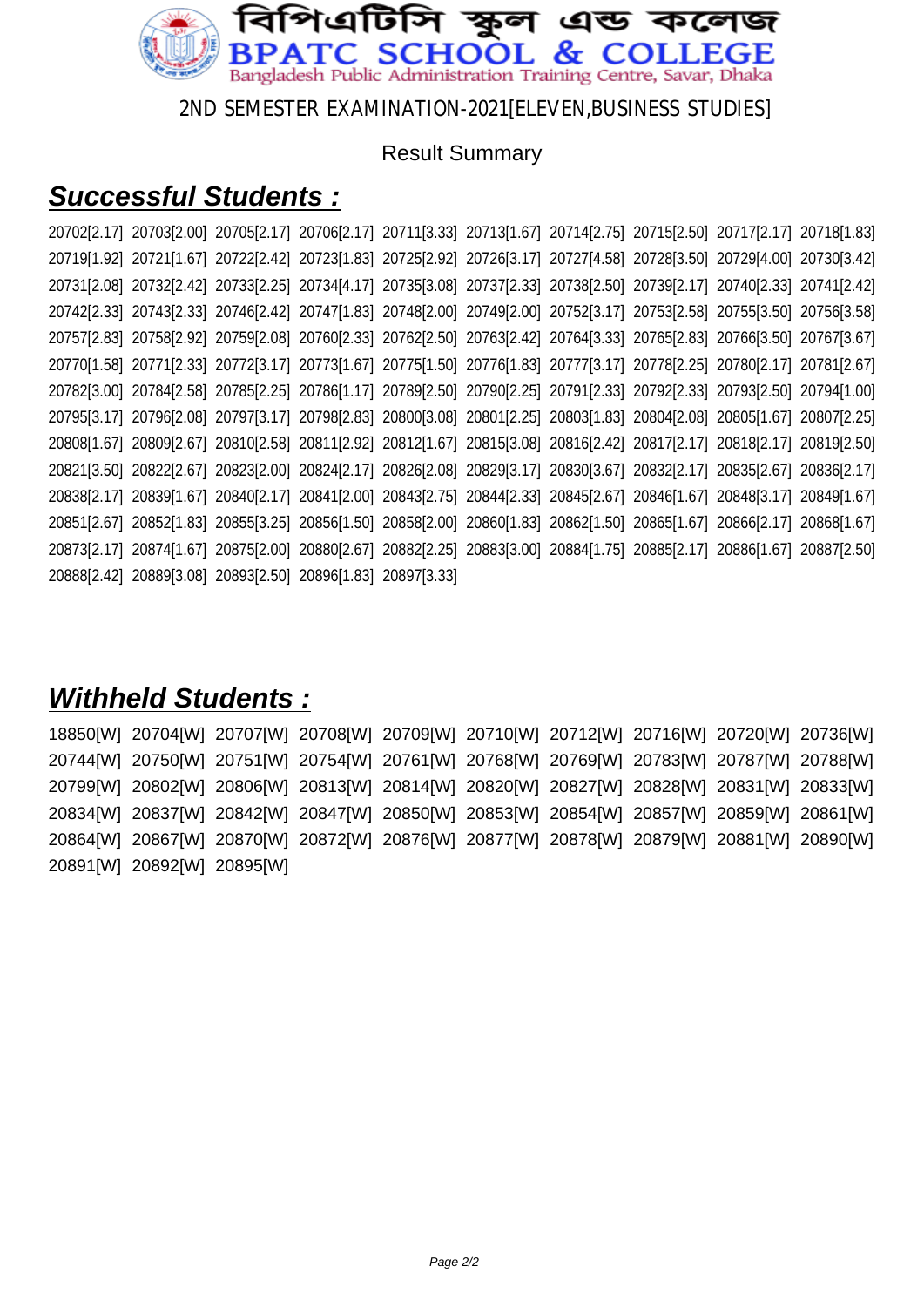বিপিএটিসি স্কুল এন্ড কলেজ
BPATC SCHOOL & COLLEGE
Bangladesh Public Administration Training Centre, Savar, Dhaka

2ND SEMESTER EXAMINATION-2021[ELEVEN,BUSINESS STUDIES]

Result Summary

## ***Successful Students :***

20702[2.17] 20703[2.00] 20705[2.17] 20706[2.17] 20711[3.33] 20713[1.67] 20714[2.75] 20715[2.50] 20717[2.17] 20718[1.83] 20719[1.92] 20721[1.67] 20722[2.42] 20723[1.83] 20725[2.92] 20726[3.17] 20727[4.58] 20728[3.50] 20729[4.00] 20730[3.42] 20731[2.08] 20732[2.42] 20733[2.25] 20734[4.17] 20735[3.08] 20737[2.33] 20738[2.50] 20739[2.17] 20740[2.33] 20741[2.42] 20742[2.33] 20743[2.33] 20746[2.42] 20747[1.83] 20748[2.00] 20749[2.00] 20752[3.17] 20753[2.58] 20755[3.50] 20756[3.58] 20757[2.83] 20758[2.92] 20759[2.08] 20760[2.33] 20762[2.50] 20763[2.42] 20764[3.33] 20765[2.83] 20766[3.50] 20767[3.67] 20770[1.58] 20771[2.33] 20772[3.17] 20773[1.67] 20775[1.50] 20776[1.83] 20777[3.17] 20778[2.25] 20780[2.17] 20781[2.67] 20782[3.00] 20784[2.58] 20785[2.25] 20786[1.17] 20789[2.50] 20790[2.25] 20791[2.33] 20792[2.33] 20793[2.50] 20794[1.00] 20795[3.17] 20796[2.08] 20797[3.17] 20798[2.83] 20800[3.08] 20801[2.25] 20803[1.83] 20804[2.08] 20805[1.67] 20807[2.25] 20808[1.67] 20809[2.67] 20810[2.58] 20811[2.92] 20812[1.67] 20815[3.08] 20816[2.42] 20817[2.17] 20818[2.17] 20819[2.50] 20821[3.50] 20822[2.67] 20823[2.00] 20824[2.17] 20826[2.08] 20829[3.17] 20830[3.67] 20832[2.17] 20835[2.67] 20836[2.17] 20838[2.17] 20839[1.67] 20840[2.17] 20841[2.00] 20843[2.75] 20844[2.33] 20845[2.67] 20846[1.67] 20848[3.17] 20849[1.67] 20851[2.67] 20852[1.83] 20855[3.25] 20856[1.50] 20858[2.00] 20860[1.83] 20862[1.50] 20865[1.67] 20866[2.17] 20868[1.67] 20873[2.17] 20874[1.67] 20875[2.00] 20880[2.67] 20882[2.25] 20883[3.00] 20884[1.75] 20885[2.17] 20886[1.67] 20887[2.50] 20888[2.42] 20889[3.08] 20893[2.50] 20896[1.83] 20897[3.33]

## ***Withheld Students :***

18850[W] 20704[W] 20707[W] 20708[W] 20709[W] 20710[W] 20712[W] 20716[W] 20720[W] 20736[W] 20744[W] 20750[W] 20751[W] 20754[W] 20761[W] 20768[W] 20769[W] 20783[W] 20787[W] 20788[W] 20799[W] 20802[W] 20806[W] 20813[W] 20814[W] 20820[W] 20827[W] 20828[W] 20831[W] 20833[W] 20834[W] 20837[W] 20842[W] 20847[W] 20850[W] 20853[W] 20854[W] 20857[W] 20859[W] 20861[W] 20864[W] 20867[W] 20870[W] 20872[W] 20876[W] 20877[W] 20878[W] 20879[W] 20881[W] 20890[W] 20891[W] 20892[W] 20895[W]